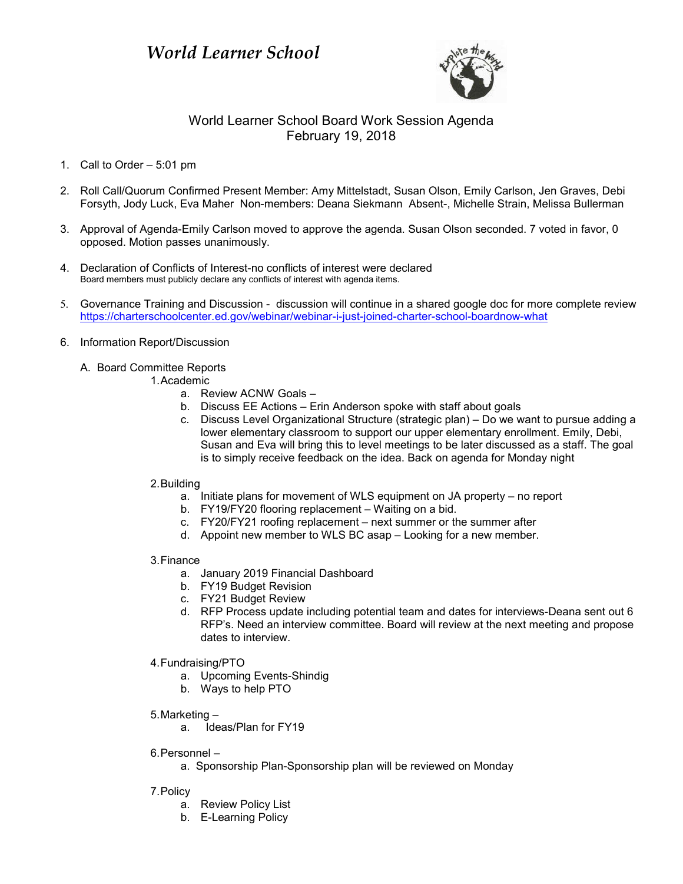# *World Learner School*

World Learner School Board Work Session Agenda
February 19, 2018

1. Call to Order – 5:01 pm

2. Roll Call/Quorum Confirmed Present Member: Amy Mittelstadt, Susan Olson, Emily Carlson, Jen Graves, Debi Forsyth, Jody Luck, Eva Maher  Non-members: Deana Siekmann  Absent-, Michelle Strain, Melissa Bullerman

3. Approval of Agenda-Emily Carlson moved to approve the agenda. Susan Olson seconded. 7 voted in favor, 0 opposed. Motion passes unanimously.

4. Declaration of Conflicts of Interest-no conflicts of interest were declared
   Board members must publicly declare any conflicts of interest with agenda items.

5. Governance Training and Discussion - discussion will continue in a shared google doc for more complete review https://charterschoolcenter.ed.gov/webinar/webinar-i-just-joined-charter-school-boardnow-what

6. Information Report/Discussion

   A. Board Committee Reports

      1. Academic
         a. Review ACNW Goals –
         b. Discuss EE Actions – Erin Anderson spoke with staff about goals
         c. Discuss Level Organizational Structure (strategic plan) – Do we want to pursue adding a lower elementary classroom to support our upper elementary enrollment. Emily, Debi, Susan and Eva will bring this to level meetings to be later discussed as a staff. The goal is to simply receive feedback on the idea. Back on agenda for Monday night

      2. Building
         a. Initiate plans for movement of WLS equipment on JA property – no report
         b. FY19/FY20 flooring replacement – Waiting on a bid.
         c. FY20/FY21 roofing replacement – next summer or the summer after
         d. Appoint new member to WLS BC asap – Looking for a new member.

      3. Finance
         a. January 2019 Financial Dashboard
         b. FY19 Budget Revision
         c. FY21 Budget Review
         d. RFP Process update including potential team and dates for interviews-Deana sent out 6 RFP's. Need an interview committee. Board will review at the next meeting and propose dates to interview.

      4. Fundraising/PTO
         a. Upcoming Events-Shindig
         b. Ways to help PTO

      5. Marketing –
         a. Ideas/Plan for FY19

      6. Personnel –
         a. Sponsorship Plan-Sponsorship plan will be reviewed on Monday

      7. Policy
         a. Review Policy List
         b. E-Learning Policy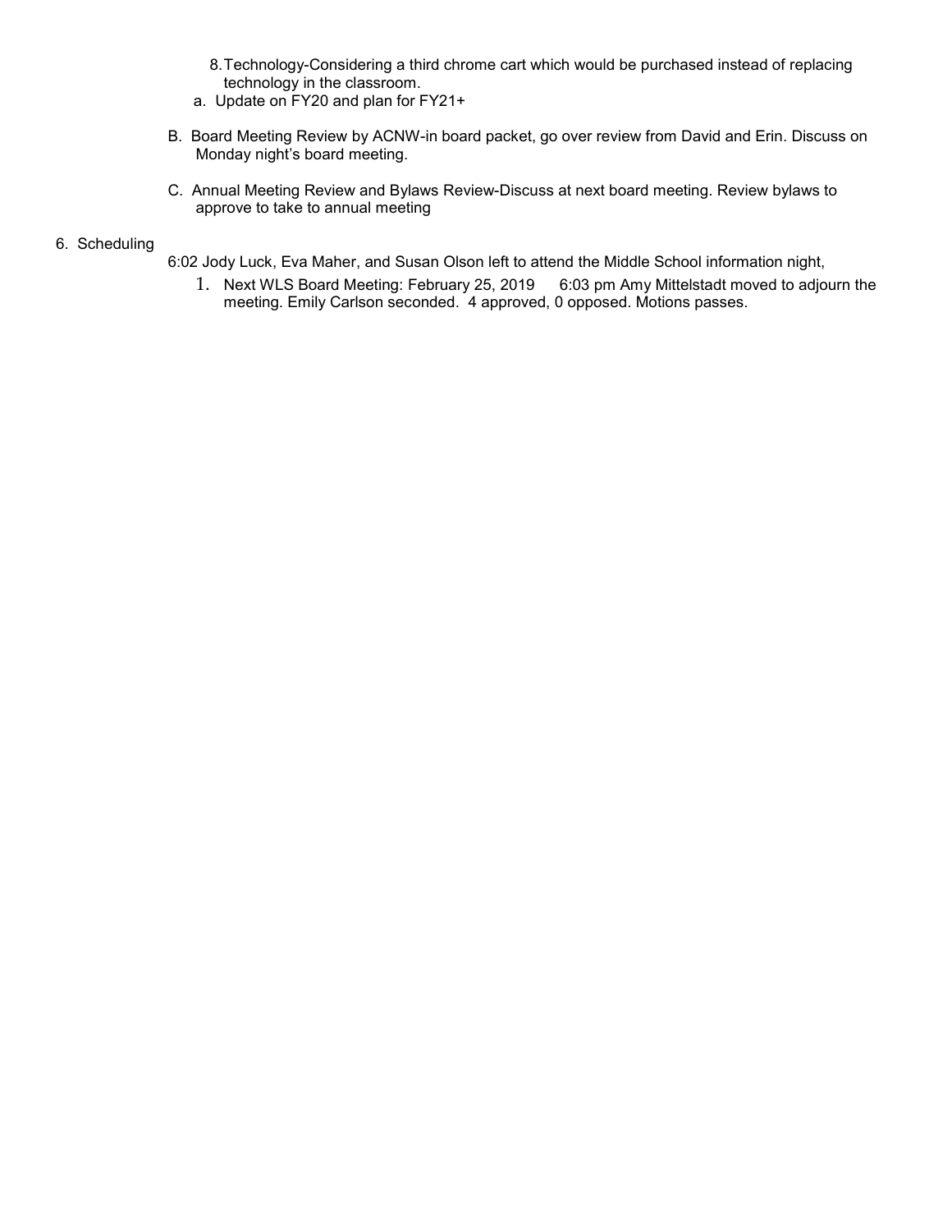8. Technology-Considering a third chrome cart which would be purchased instead of replacing technology in the classroom.

a. Update on FY20 and plan for FY21+

B. Board Meeting Review by ACNW-in board packet, go over review from David and Erin. Discuss on Monday night's board meeting.

C. Annual Meeting Review and Bylaws Review-Discuss at next board meeting. Review bylaws to approve to take to annual meeting

6. Scheduling

6:02 Jody Luck, Eva Maher, and Susan Olson left to attend the Middle School information night,

1. Next WLS Board Meeting: February 25, 2019 6:03 pm Amy Mittelstadt moved to adjourn the meeting. Emily Carlson seconded. 4 approved, 0 opposed. Motions passes.